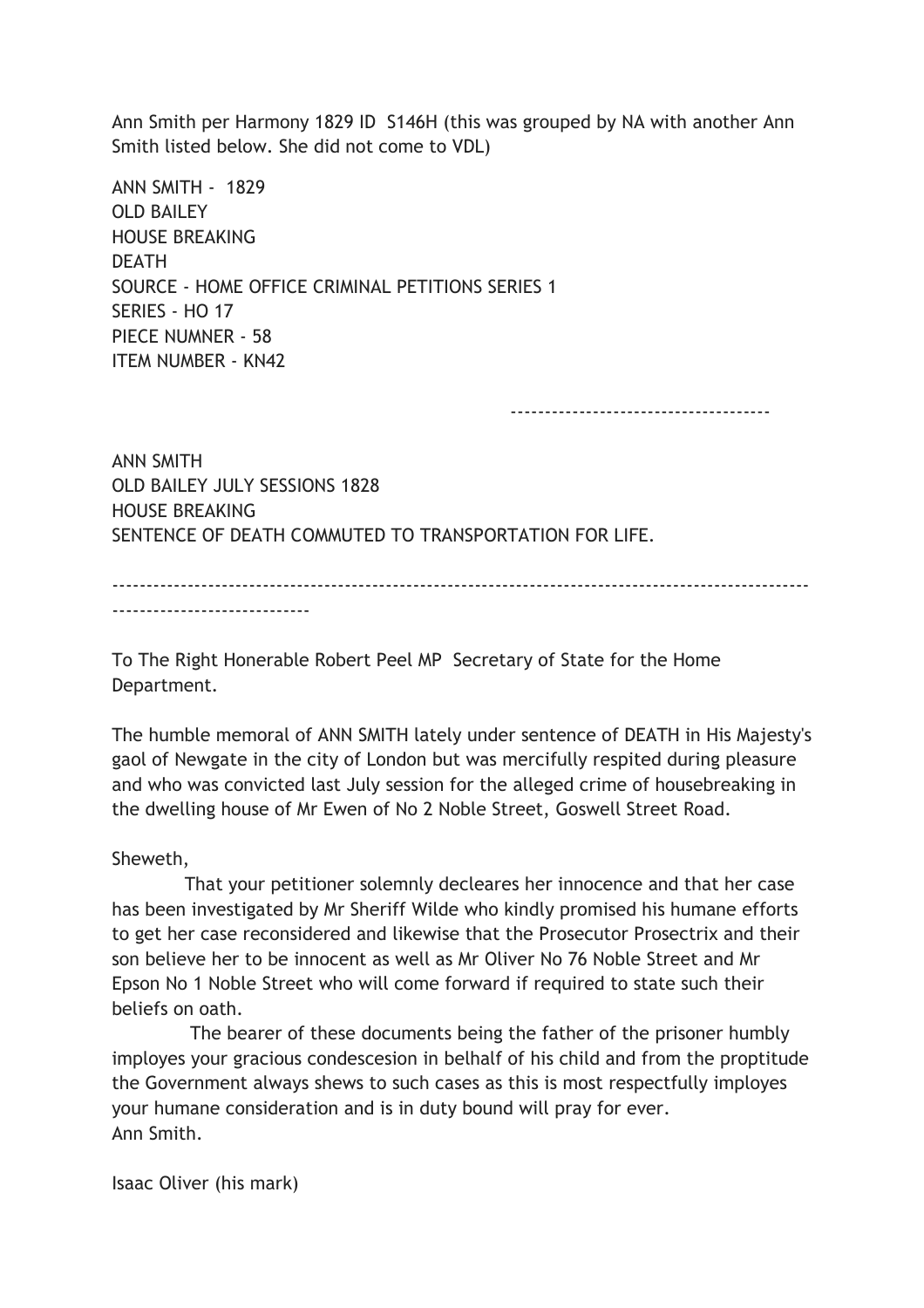Ann Smith per Harmony 1829 ID S146H (this was grouped by NA with another Ann Smith listed below. She did not come to VDL)

ANN SMITH - 1829
OLD BAILEY
HOUSE BREAKING
DEATH
SOURCE - HOME OFFICE CRIMINAL PETITIONS SERIES 1
SERIES - HO 17
PIECE NUMNER - 58
ITEM NUMBER - KN42

-------------------------------------

ANN SMITH
OLD BAILEY JULY SESSIONS 1828
HOUSE BREAKING
SENTENCE OF DEATH COMMUTED TO TRANSPORTATION FOR LIFE.

-----------------------------------------------------------------------------------------------------------------------------

To The Right Honerable Robert Peel MP Secretary of State for the Home Department.

The humble memoral of ANN SMITH lately under sentence of DEATH in His Majesty's gaol of Newgate in the city of London but was mercifully respited during pleasure and who was convicted last July session for the alleged crime of housebreaking in the dwelling house of Mr Ewen of No 2 Noble Street, Goswell Street Road.

Sheweth,

That your petitioner solemnly decleares her innocence and that her case has been investigated by Mr Sheriff Wilde who kindly promised his humane efforts to get her case reconsidered and likewise that the Prosecutor Prosecutrix and their son believe her to be innocent as well as Mr Oliver No 76 Noble Street and Mr Epson No 1 Noble Street who will come forward if required to state such their beliefs on oath.

The bearer of these documents being the father of the prisoner humbly imployes your gracious condescesion in belhalf of his child and from the proptitude the Government always shews to such cases as this is most respectfully imployes your humane consideration and is in duty bound will pray for ever.
Ann Smith.

Isaac Oliver (his mark)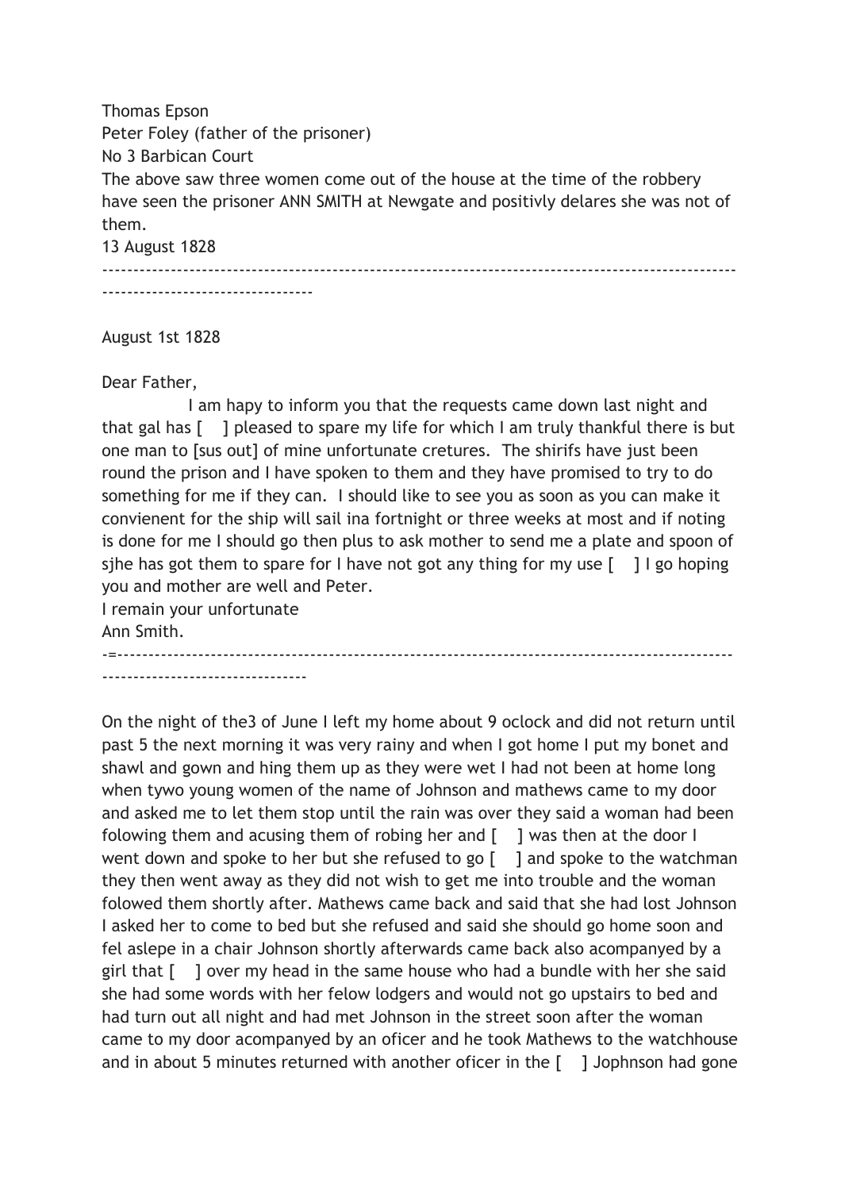Thomas Epson
Peter Foley (father of the prisoner)
No 3 Barbican Court
The above saw three women come out of the house at the time of the robbery have seen the prisoner ANN SMITH at Newgate and positivly delares she was not of them.
13 August 1828

---

August 1st 1828

Dear Father,

I am hapy to inform you that the requests came down last night and that gal has [ ] pleased to spare my life for which I am truly thankful there is but one man to [sus out] of mine unfortunate cretures. The shirifs have just been round the prison and I have spoken to them and they have promised to try to do something for me if they can. I should like to see you as soon as you can make it convienent for the ship will sail ina fortnight or three weeks at most and if noting is done for me I should go then plus to ask mother to send me a plate and spoon of sjhe has got them to spare for I have not got any thing for my use [ ] I go hoping you and mother are well and Peter.
I remain your unfortunate
Ann Smith.

-=---

On the night of the3 of June I left my home about 9 oclock and did not return until past 5 the next morning it was very rainy and when I got home I put my bonet and shawl and gown and hing them up as they were wet I had not been at home long when tywo young women of the name of Johnson and mathews came to my door and asked me to let them stop until the rain was over they said a woman had been folowing them and acusing them of robing her and [ ] was then at the door I went down and spoke to her but she refused to go [ ] and spoke to the watchman they then went away as they did not wish to get me into trouble and the woman folowed them shortly after. Mathews came back and said that she had lost Johnson I asked her to come to bed but she refused and said she should go home soon and fel aslepe in a chair Johnson shortly afterwards came back also acompanyed by a girl that [ ] over my head in the same house who had a bundle with her she said she had some words with her felow lodgers and would not go upstairs to bed and had turn out all night and had met Johnson in the street soon after the woman came to my door acompanyed by an oficer and he took Mathews to the watchhouse and in about 5 minutes returned with another oficer in the [ ] Jophnson had gone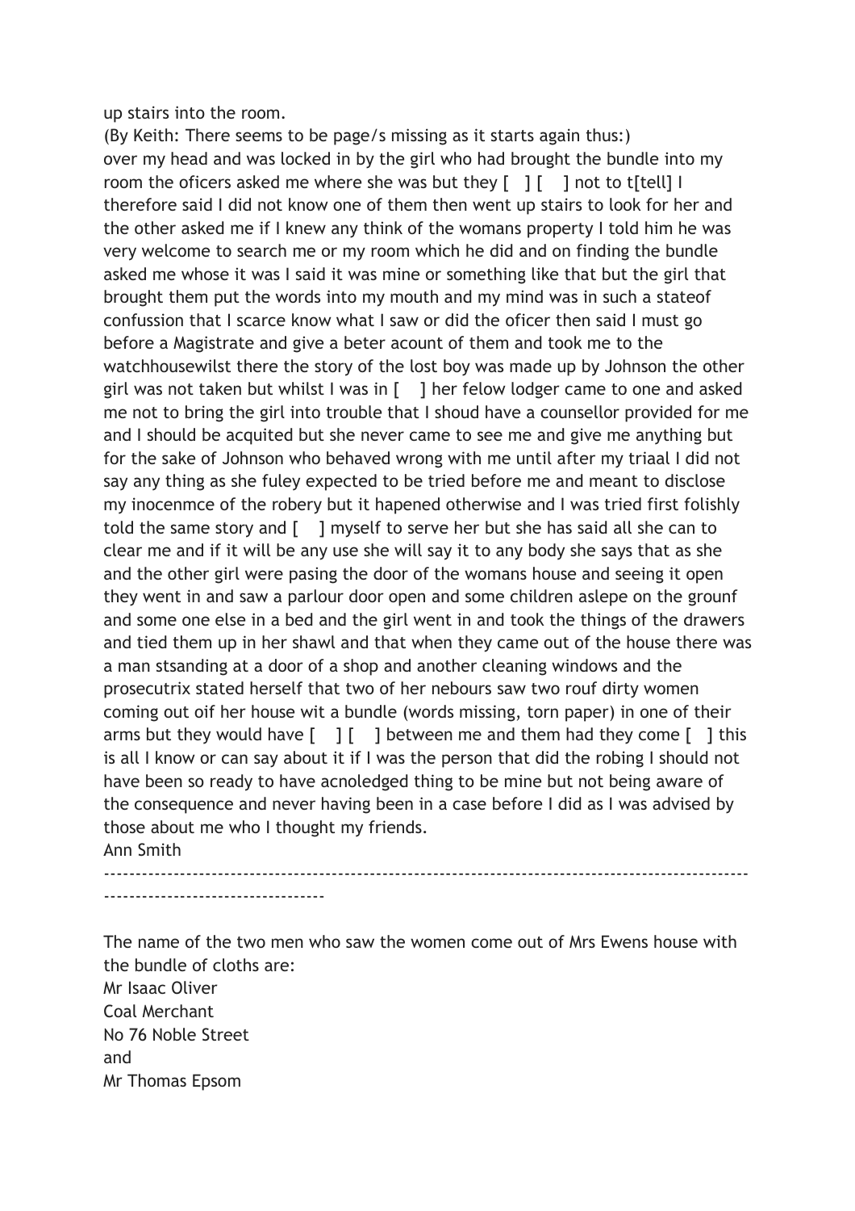up stairs into the room.

(By Keith: There seems to be page/s missing as it starts again thus:)

over my head and was locked in by the girl who had brought the bundle into my room the oficers asked me where she was but they [ ] [ ] not to t[tell] I therefore said I did not know one of them then went up stairs to look for her and the other asked me if I knew any think of the womans property I told him he was very welcome to search me or my room which he did and on finding the bundle asked me whose it was I said it was mine or something like that but the girl that brought them put the words into my mouth and my mind was in such a stateof confussion that I scarce know what I saw or did the oficer then said I must go before a Magistrate and give a beter acount of them and took me to the watchhousewilst there the story of the lost boy was made up by Johnson the other girl was not taken but whilst I was in [ ] her felow lodger came to one and asked me not to bring the girl into trouble that I shoud have a counsellor provided for me and I should be acquited but she never came to see me and give me anything but for the sake of Johnson who behaved wrong with me until after my triaal I did not say any thing as she fuley expected to be tried before me and meant to disclose my inocenmce of the robery but it hapened otherwise and I was tried first folishly told the same story and [ ] myself to serve her but she has said all she can to clear me and if it will be any use she will say it to any body she says that as she and the other girl were pasing the door of the womans house and seeing it open they went in and saw a parlour door open and some children aslepe on the grounf and some one else in a bed and the girl went in and took the things of the drawers and tied them up in her shawl and that when they came out of the house there was a man stsanding at a door of a shop and another cleaning windows and the prosecutrix stated herself that two of her nebours saw two rouf dirty women coming out oif her house wit a bundle (words missing, torn paper) in one of their arms but they would have [ ] [ ] between me and them had they come [ ] this is all I know or can say about it if I was the person that did the robing I should not have been so ready to have acnoledged thing to be mine but not being aware of the consequence and never having been in a case before I did as I was advised by those about me who I thought my friends.

Ann Smith

---

The name of the two men who saw the women come out of Mrs Ewens house with the bundle of cloths are:

Mr Isaac Oliver  
Coal Merchant  
No 76 Noble Street  
and  
Mr Thomas Epsom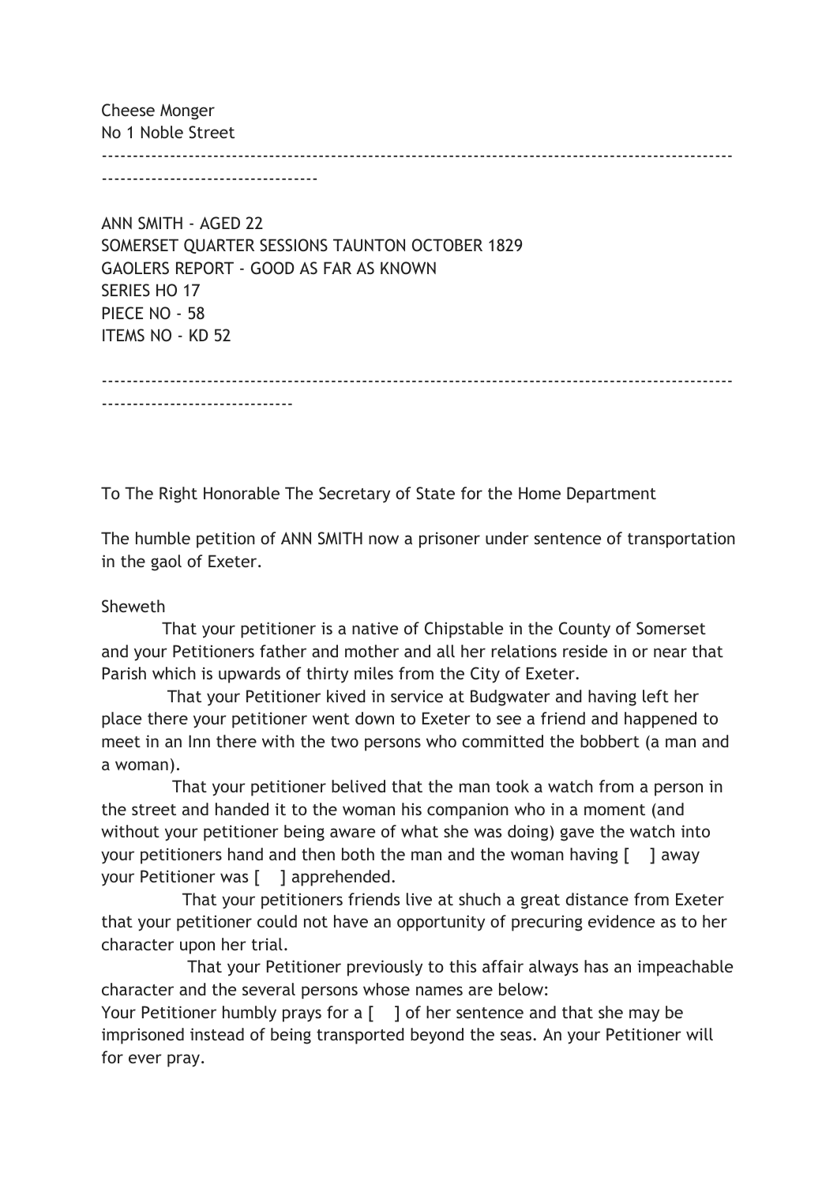Cheese Monger
No 1 Noble Street

---

ANN SMITH - AGED 22
SOMERSET QUARTER SESSIONS TAUNTON OCTOBER 1829
GAOLERS REPORT - GOOD AS FAR AS KNOWN
SERIES HO 17
PIECE NO - 58
ITEMS NO - KD 52

---

To The Right Honorable The Secretary of State for the Home Department

The humble petition of ANN SMITH now a prisoner under sentence of transportation in the gaol of Exeter.

Sheweth

That your petitioner is a native of Chipstable in the County of Somerset and your Petitioners father and mother and all her relations reside in or near that Parish which is upwards of thirty miles from the City of Exeter.

That your Petitioner kived in service at Budgwater and having left her place there your petitioner went down to Exeter to see a friend and happened to meet in an Inn there with the two persons who committed the bobbert (a man and a woman).

That your petitioner belived that the man took a watch from a person in the street and handed it to the woman his companion who in a moment (and without your petitioner being aware of what she was doing) gave the watch into your petitioners hand and then both the man and the woman having [ ] away your Petitioner was [ ] apprehended.

That your petitioners friends live at shuch a great distance from Exeter that your petitioner could not have an opportunity of precuring evidence as to her character upon her trial.

That your Petitioner previously to this affair always has an impeachable character and the several persons whose names are below:
Your Petitioner humbly prays for a [ ] of her sentence and that she may be imprisoned instead of being transported beyond the seas. An your Petitioner will for ever pray.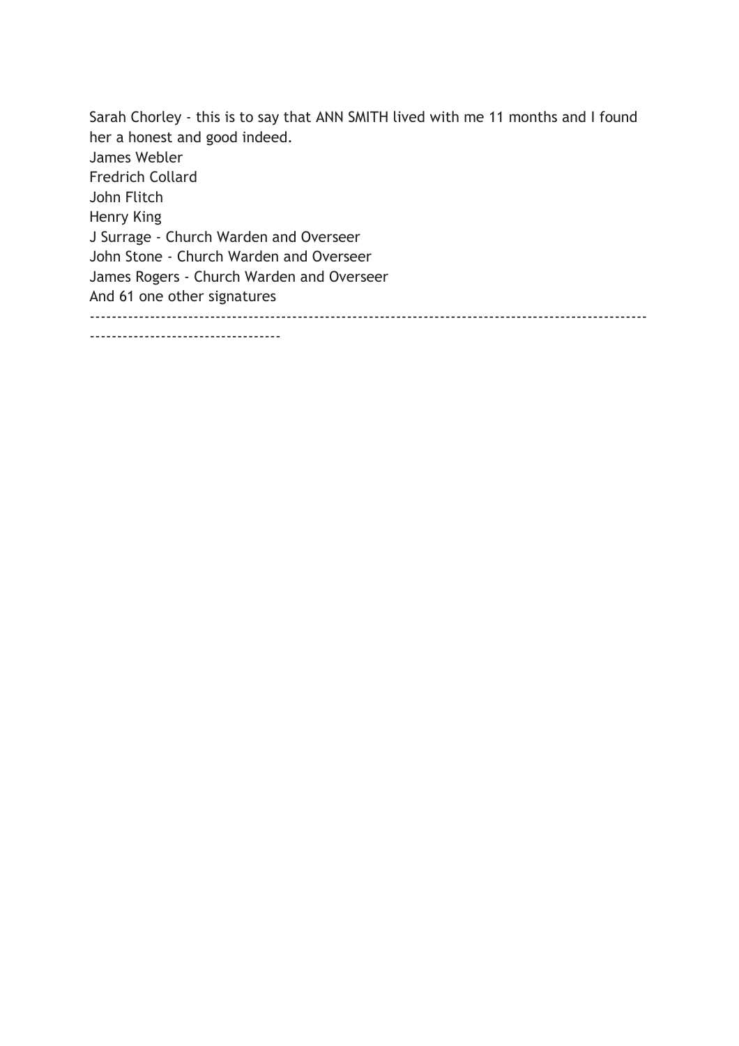Sarah Chorley - this is to say that ANN SMITH lived with me 11 months and I found her a honest and good indeed.
James Webler
Fredrich Collard
John Flitch
Henry King
J Surrage - Church Warden and Overseer
John Stone - Church Warden and Overseer
James Rogers - Church Warden and Overseer
And 61 one other signatures

---